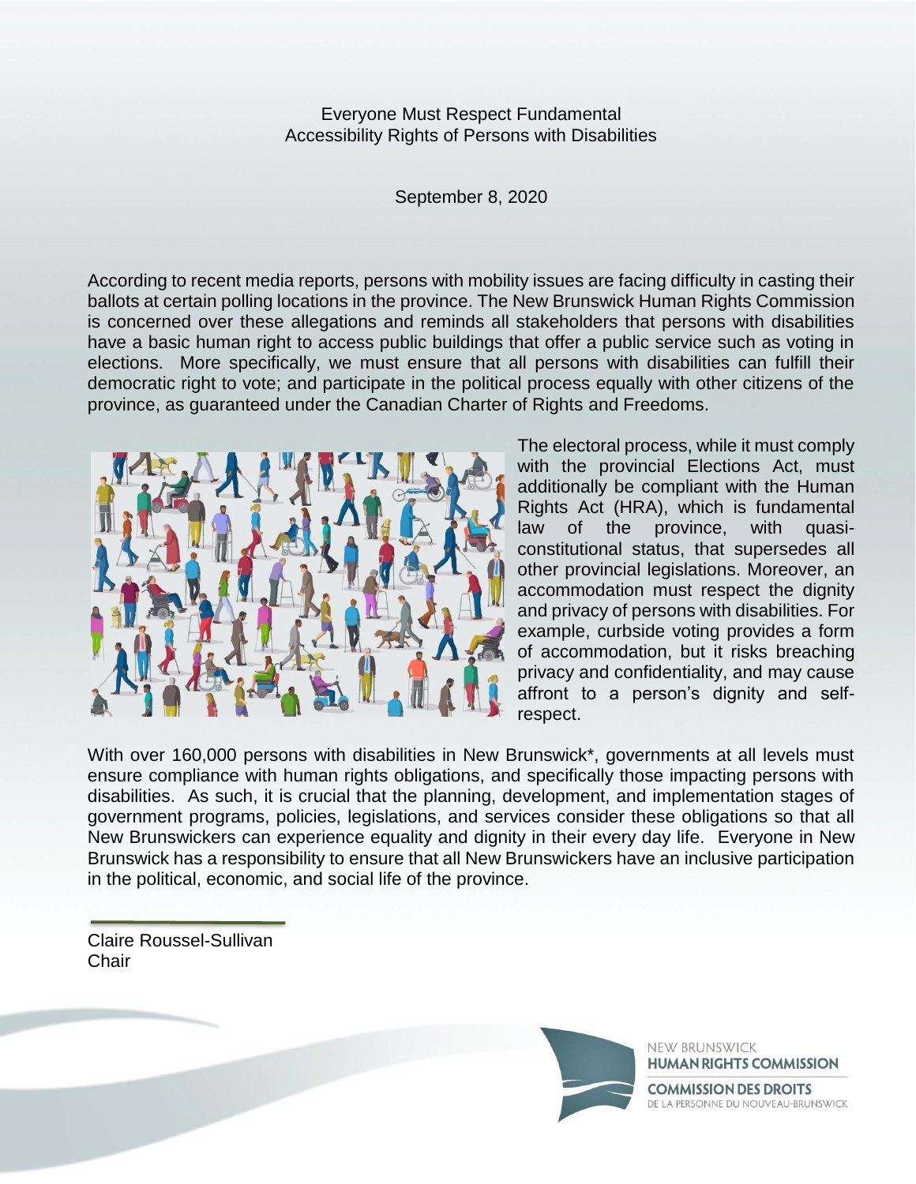# Everyone Must Respect Fundamental Accessibility Rights of Persons with Disabilities

September 8, 2020

According to recent media reports, persons with mobility issues are facing difficulty in casting their ballots at certain polling locations in the province. The New Brunswick Human Rights Commission is concerned over these allegations and reminds all stakeholders that persons with disabilities have a basic human right to access public buildings that offer a public service such as voting in elections. More specifically, we must ensure that all persons with disabilities can fulfill their democratic right to vote; and participate in the political process equally with other citizens of the province, as guaranteed under the Canadian Charter of Rights and Freedoms.

The electoral process, while it must comply with the provincial Elections Act, must additionally be compliant with the Human Rights Act (HRA), which is fundamental law of the province, with quasi-constitutional status, that supersedes all other provincial legislations. Moreover, an accommodation must respect the dignity and privacy of persons with disabilities. For example, curbside voting provides a form of accommodation, but it risks breaching privacy and confidentiality, and may cause affront to a person's dignity and self-respect.

With over 160,000 persons with disabilities in New Brunswick*, governments at all levels must ensure compliance with human rights obligations, and specifically those impacting persons with disabilities. As such, it is crucial that the planning, development, and implementation stages of government programs, policies, legislations, and services consider these obligations so that all New Brunswickers can experience equality and dignity in their every day life. Everyone in New Brunswick has a responsibility to ensure that all New Brunswickers have an inclusive participation in the political, economic, and social life of the province.

Claire Roussel-Sullivan
Chair

NEW BRUNSWICK
**HUMAN RIGHTS COMMISSION**

**COMMISSION DES DROITS**
DE LA PERSONNE DU NOUVEAU-BRUNSWICK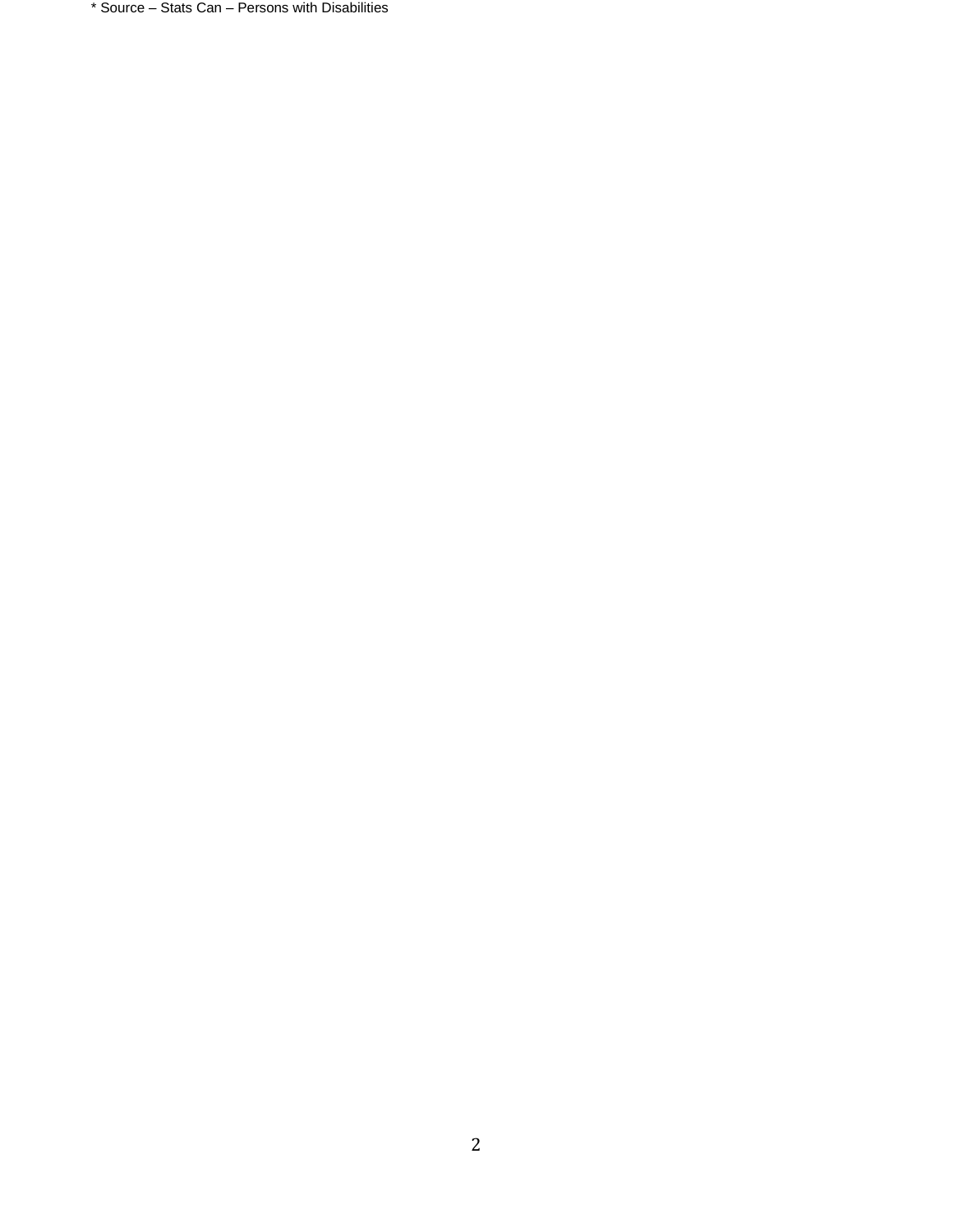* Source – Stats Can – Persons with Disabilities